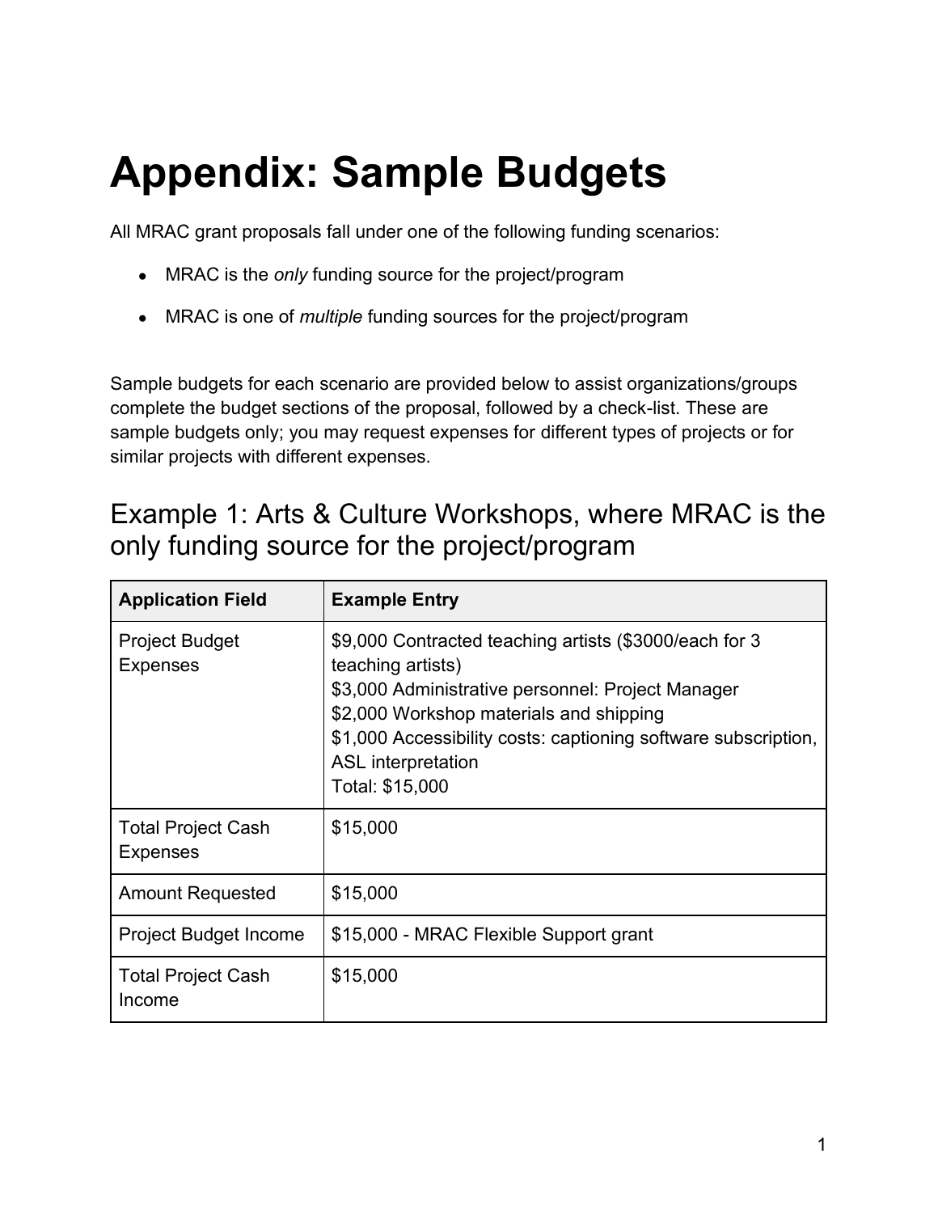# Appendix: Sample Budgets

All MRAC grant proposals fall under one of the following funding scenarios:

- MRAC is the *only* funding source for the project/program
- MRAC is one of *multiple* funding sources for the project/program

Sample budgets for each scenario are provided below to assist organizations/groups complete the budget sections of the proposal, followed by a check-list. These are sample budgets only; you may request expenses for different types of projects or for similar projects with different expenses.

## Example 1: Arts & Culture Workshops, where MRAC is the only funding source for the project/program

| Application Field | Example Entry |
| --- | --- |
| Project Budget Expenses | $9,000 Contracted teaching artists ($3000/each for 3 teaching artists)<br>$3,000 Administrative personnel: Project Manager<br>$2,000 Workshop materials and shipping<br>$1,000 Accessibility costs: captioning software subscription, ASL interpretation<br>Total: $15,000 |
| Total Project Cash Expenses | $15,000 |
| Amount Requested | $15,000 |
| Project Budget Income | $15,000 - MRAC Flexible Support grant |
| Total Project Cash Income | $15,000 |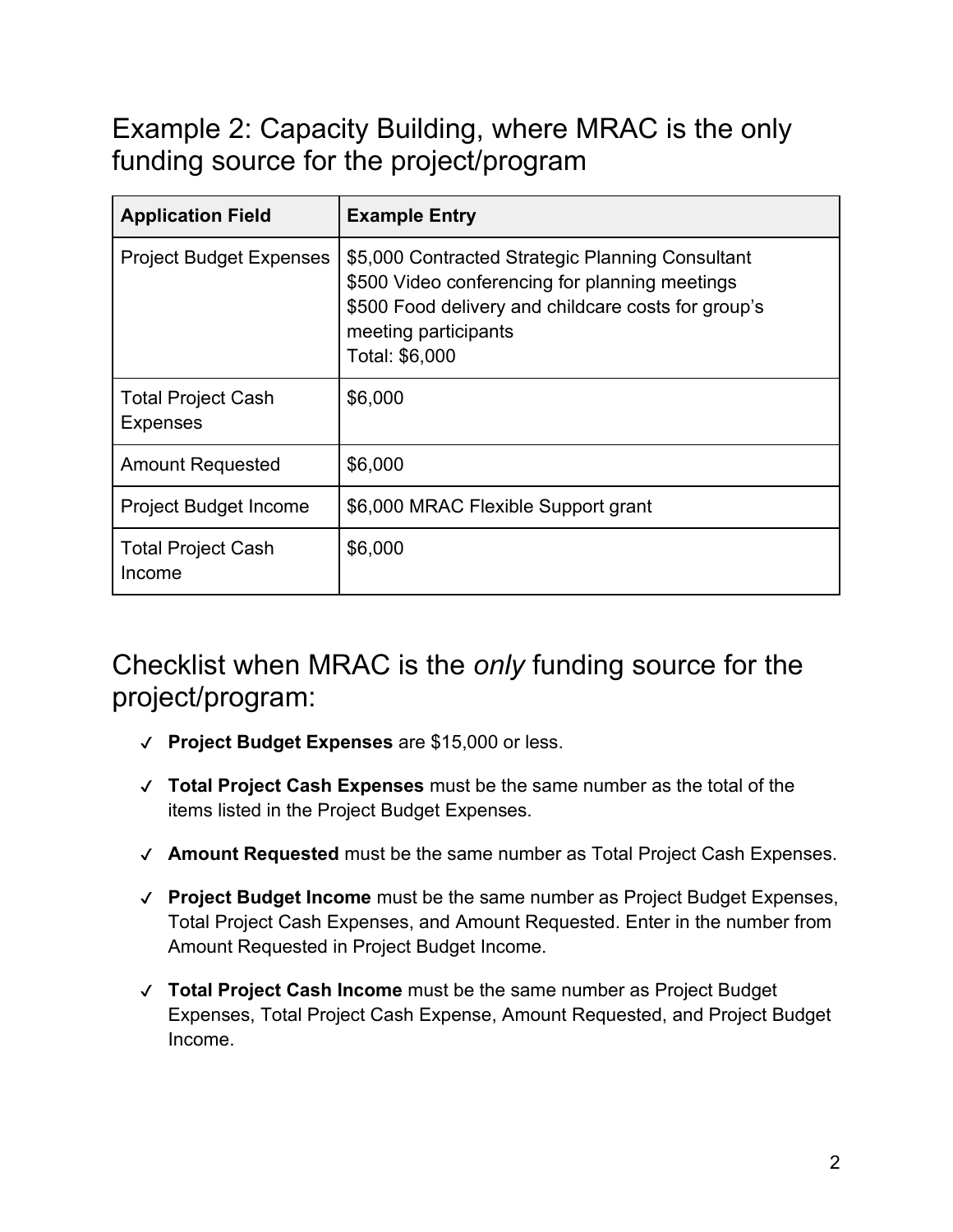## Example 2: Capacity Building, where MRAC is the only funding source for the project/program

| Application Field | Example Entry |
| --- | --- |
| Project Budget Expenses | $5,000 Contracted Strategic Planning Consultant<br>$500 Video conferencing for planning meetings<br>$500 Food delivery and childcare costs for group's meeting participants<br>Total: $6,000 |
| Total Project Cash Expenses | $6,000 |
| Amount Requested | $6,000 |
| Project Budget Income | $6,000 MRAC Flexible Support grant |
| Total Project Cash Income | $6,000 |

## Checklist when MRAC is the *only* funding source for the project/program:

- ✓ **Project Budget Expenses** are $15,000 or less.
- ✓ **Total Project Cash Expenses** must be the same number as the total of the items listed in the Project Budget Expenses.
- ✓ **Amount Requested** must be the same number as Total Project Cash Expenses.
- ✓ **Project Budget Income** must be the same number as Project Budget Expenses, Total Project Cash Expenses, and Amount Requested. Enter in the number from Amount Requested in Project Budget Income.
- ✓ **Total Project Cash Income** must be the same number as Project Budget Expenses, Total Project Cash Expense, Amount Requested, and Project Budget Income.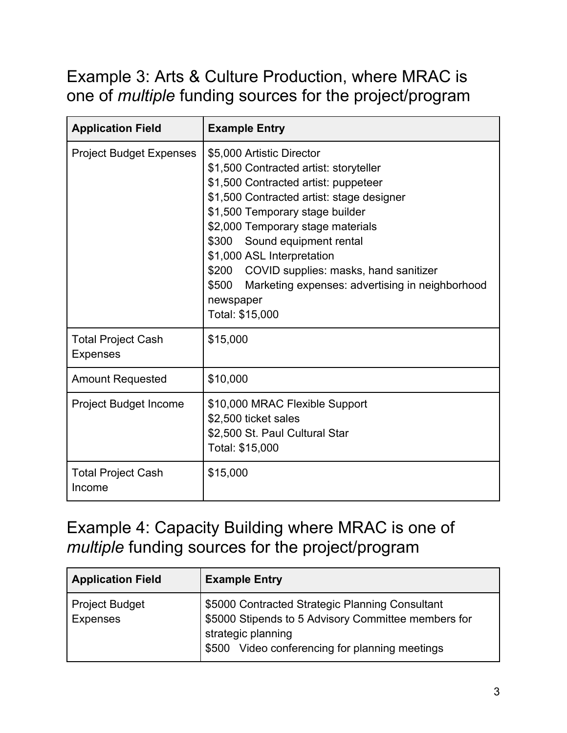## Example 3: Arts & Culture Production, where MRAC is one of *multiple* funding sources for the project/program

| **Application Field** | **Example Entry** |
| --- | --- |
| Project Budget Expenses | $5,000 Artistic Director<br>$1,500 Contracted artist: storyteller<br>$1,500 Contracted artist: puppeteer<br>$1,500 Contracted artist: stage designer<br>$1,500 Temporary stage builder<br>$2,000 Temporary stage materials<br>$300 Sound equipment rental<br>$1,000 ASL Interpretation<br>$200 COVID supplies: masks, hand sanitizer<br>$500 Marketing expenses: advertising in neighborhood newspaper<br>Total: $15,000 |
| Total Project Cash Expenses | $15,000 |
| Amount Requested | $10,000 |
| Project Budget Income | $10,000 MRAC Flexible Support<br>$2,500 ticket sales<br>$2,500 St. Paul Cultural Star<br>Total: $15,000 |
| Total Project Cash Income | $15,000 |

## Example 4: Capacity Building where MRAC is one of *multiple* funding sources for the project/program

| **Application Field** | **Example Entry** |
| --- | --- |
| Project Budget Expenses | $5000 Contracted Strategic Planning Consultant<br>$5000 Stipends to 5 Advisory Committee members for strategic planning<br>$500 Video conferencing for planning meetings |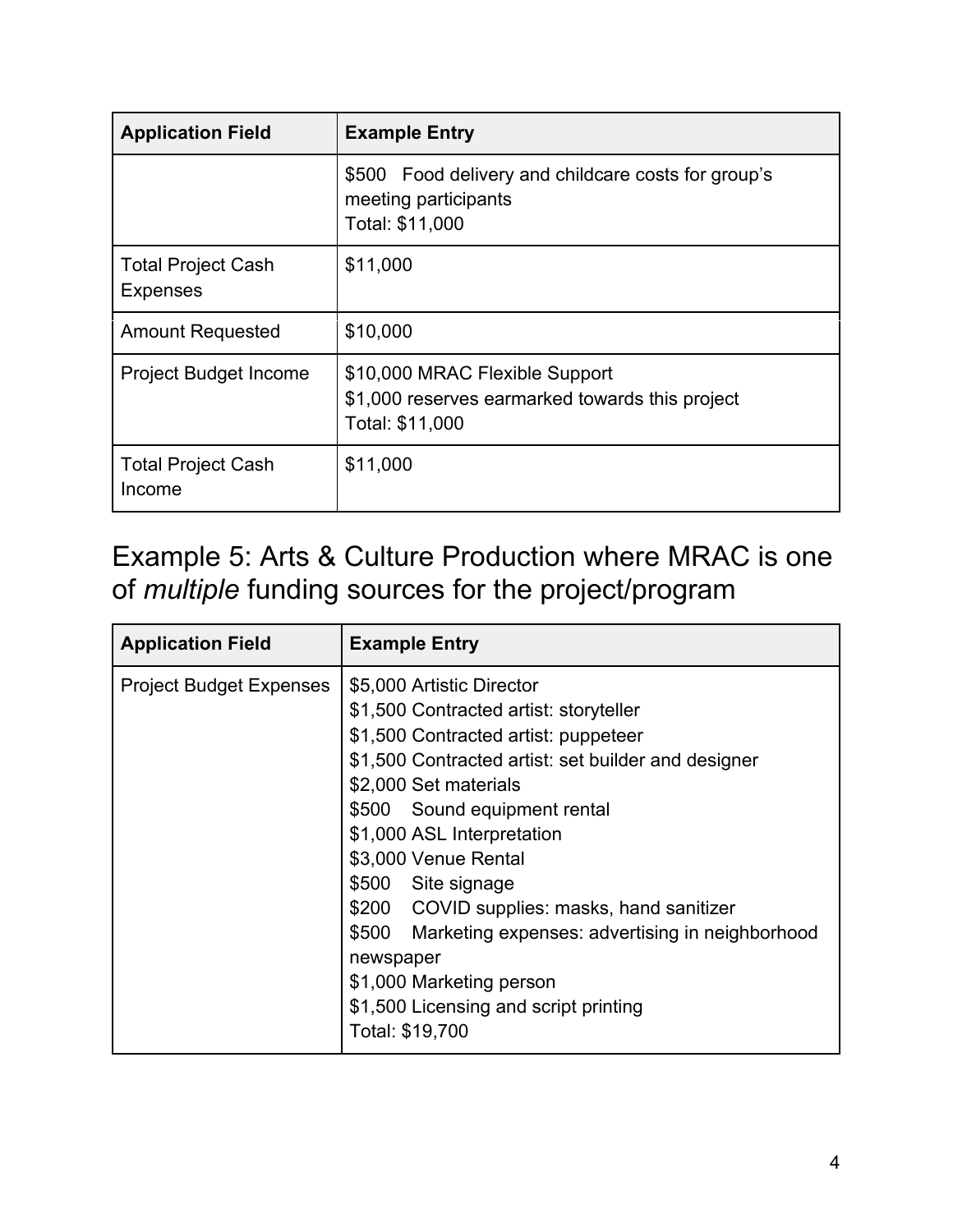| Application Field | Example Entry |
| --- | --- |
| | \$500 Food delivery and childcare costs for group's meeting participants<br>Total: \$11,000 |
| Total Project Cash Expenses | \$11,000 |
| Amount Requested | \$10,000 |
| Project Budget Income | \$10,000 MRAC Flexible Support<br>\$1,000 reserves earmarked towards this project<br>Total: \$11,000 |
| Total Project Cash Income | \$11,000 |

## Example 5: Arts & Culture Production where MRAC is one of *multiple* funding sources for the project/program

| Application Field | Example Entry |
| --- | --- |
| Project Budget Expenses | \$5,000 Artistic Director<br>\$1,500 Contracted artist: storyteller<br>\$1,500 Contracted artist: puppeteer<br>\$1,500 Contracted artist: set builder and designer<br>\$2,000 Set materials<br>\$500 Sound equipment rental<br>\$1,000 ASL Interpretation<br>\$3,000 Venue Rental<br>\$500 Site signage<br>\$200 COVID supplies: masks, hand sanitizer<br>\$500 Marketing expenses: advertising in neighborhood newspaper<br>\$1,000 Marketing person<br>\$1,500 Licensing and script printing<br>Total: \$19,700 |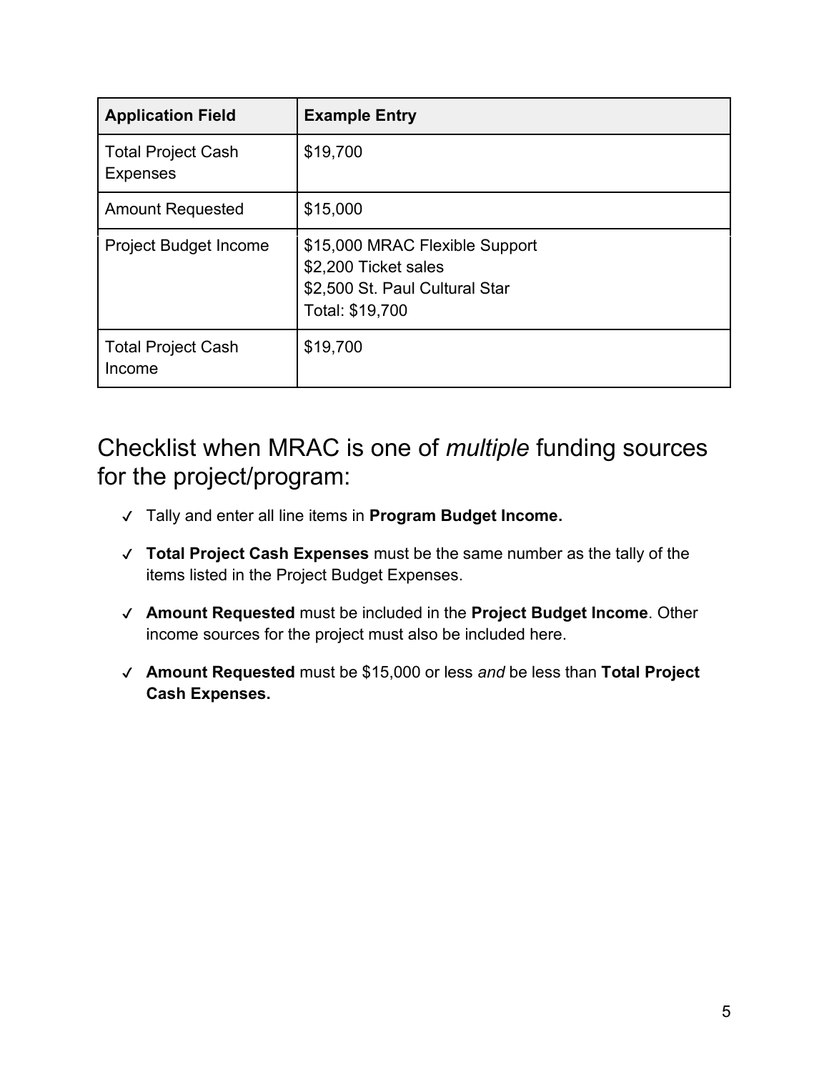| Application Field | Example Entry |
|---|---|
| Total Project Cash Expenses | $19,700 |
| Amount Requested | $15,000 |
| Project Budget Income | $15,000 MRAC Flexible Support<br>$2,200 Ticket sales<br>$2,500 St. Paul Cultural Star<br>Total: $19,700 |
| Total Project Cash Income | $19,700 |

## Checklist when MRAC is one of *multiple* funding sources for the project/program:

- ✓ Tally and enter all line items in **Program Budget Income.**
- ✓ **Total Project Cash Expenses** must be the same number as the tally of the items listed in the Project Budget Expenses.
- ✓ **Amount Requested** must be included in the **Project Budget Income**. Other income sources for the project must also be included here.
- ✓ **Amount Requested** must be $15,000 or less *and* be less than **Total Project Cash Expenses.**